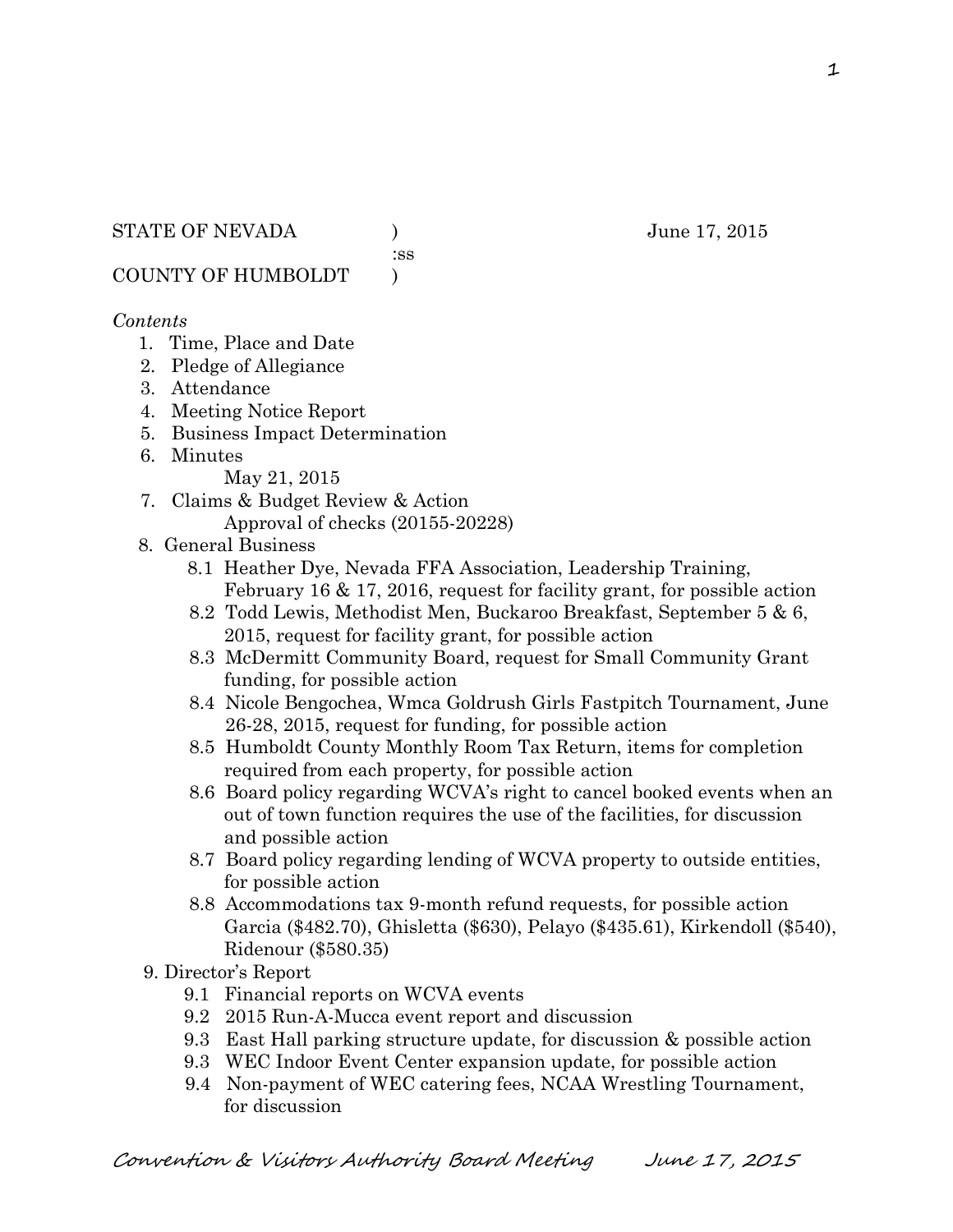STATE OF NEVADA ) June 17, 2015
:ss
COUNTY OF HUMBOLDT )

*Contents*

1. Time, Place and Date
2. Pledge of Allegiance
3. Attendance
4. Meeting Notice Report
5. Business Impact Determination
6. Minutes
   May 21, 2015
7. Claims & Budget Review & Action
   Approval of checks (20155-20228)
8. General Business
   - 8.1 Heather Dye, Nevada FFA Association, Leadership Training, February 16 & 17, 2016, request for facility grant, for possible action
   - 8.2 Todd Lewis, Methodist Men, Buckaroo Breakfast, September 5 & 6, 2015, request for facility grant, for possible action
   - 8.3 McDermitt Community Board, request for Small Community Grant funding, for possible action
   - 8.4 Nicole Bengochea, Wmca Goldrush Girls Fastpitch Tournament, June 26-28, 2015, request for funding, for possible action
   - 8.5 Humboldt County Monthly Room Tax Return, items for completion required from each property, for possible action
   - 8.6 Board policy regarding WCVA's right to cancel booked events when an out of town function requires the use of the facilities, for discussion and possible action
   - 8.7 Board policy regarding lending of WCVA property to outside entities, for possible action
   - 8.8 Accommodations tax 9-month refund requests, for possible action Garcia ($482.70), Ghisletta ($630), Pelayo ($435.61), Kirkendoll ($540), Ridenour ($580.35)
9. Director's Report
   - 9.1 Financial reports on WCVA events
   - 9.2 2015 Run-A-Mucca event report and discussion
   - 9.3 East Hall parking structure update, for discussion & possible action
   - 9.3 WEC Indoor Event Center expansion update, for possible action
   - 9.4 Non-payment of WEC catering fees, NCAA Wrestling Tournament, for discussion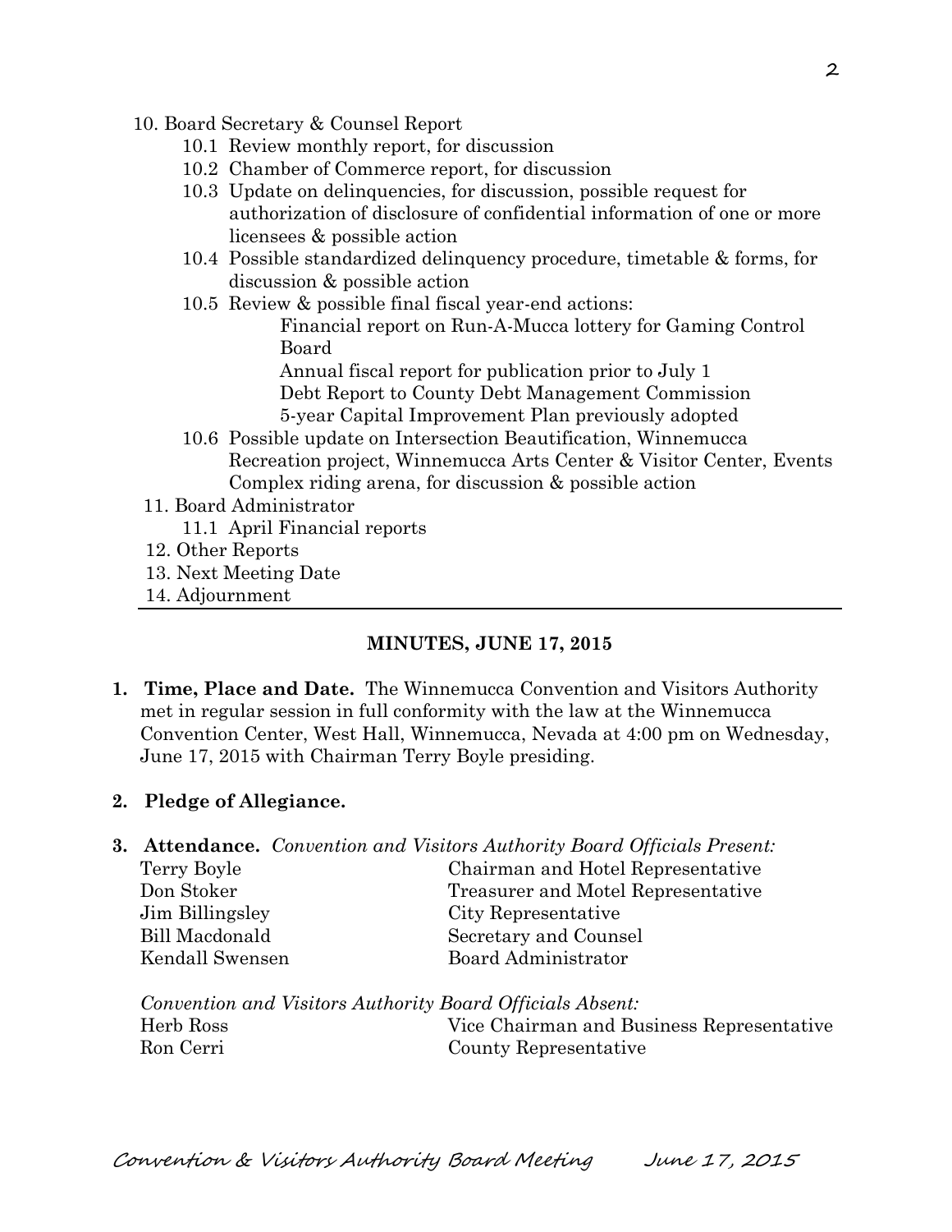10. Board Secretary & Counsel Report
    - 10.1 Review monthly report, for discussion
    - 10.2 Chamber of Commerce report, for discussion
    - 10.3 Update on delinquencies, for discussion, possible request for authorization of disclosure of confidential information of one or more licensees & possible action
    - 10.4 Possible standardized delinquency procedure, timetable & forms, for discussion & possible action
    - 10.5 Review & possible final fiscal year-end actions:
      - Financial report on Run-A-Mucca lottery for Gaming Control Board
      - Annual fiscal report for publication prior to July 1
      - Debt Report to County Debt Management Commission
      - 5-year Capital Improvement Plan previously adopted
    - 10.6 Possible update on Intersection Beautification, Winnemucca Recreation project, Winnemucca Arts Center & Visitor Center, Events Complex riding arena, for discussion & possible action
11. Board Administrator
    - 11.1 April Financial reports
12. Other Reports
13. Next Meeting Date
14. Adjournment

---

## MINUTES, JUNE 17, 2015

**1. Time, Place and Date.** The Winnemucca Convention and Visitors Authority met in regular session in full conformity with the law at the Winnemucca Convention Center, West Hall, Winnemucca, Nevada at 4:00 pm on Wednesday, June 17, 2015 with Chairman Terry Boyle presiding.

**2. Pledge of Allegiance.**

**3. Attendance.** *Convention and Visitors Authority Board Officials Present:*

| | |
|---|---|
| Terry Boyle | Chairman and Hotel Representative |
| Don Stoker | Treasurer and Motel Representative |
| Jim Billingsley | City Representative |
| Bill Macdonald | Secretary and Counsel |
| Kendall Swensen | Board Administrator |

*Convention and Visitors Authority Board Officials Absent:*

| | |
|---|---|
| Herb Ross | Vice Chairman and Business Representative |
| Ron Cerri | County Representative |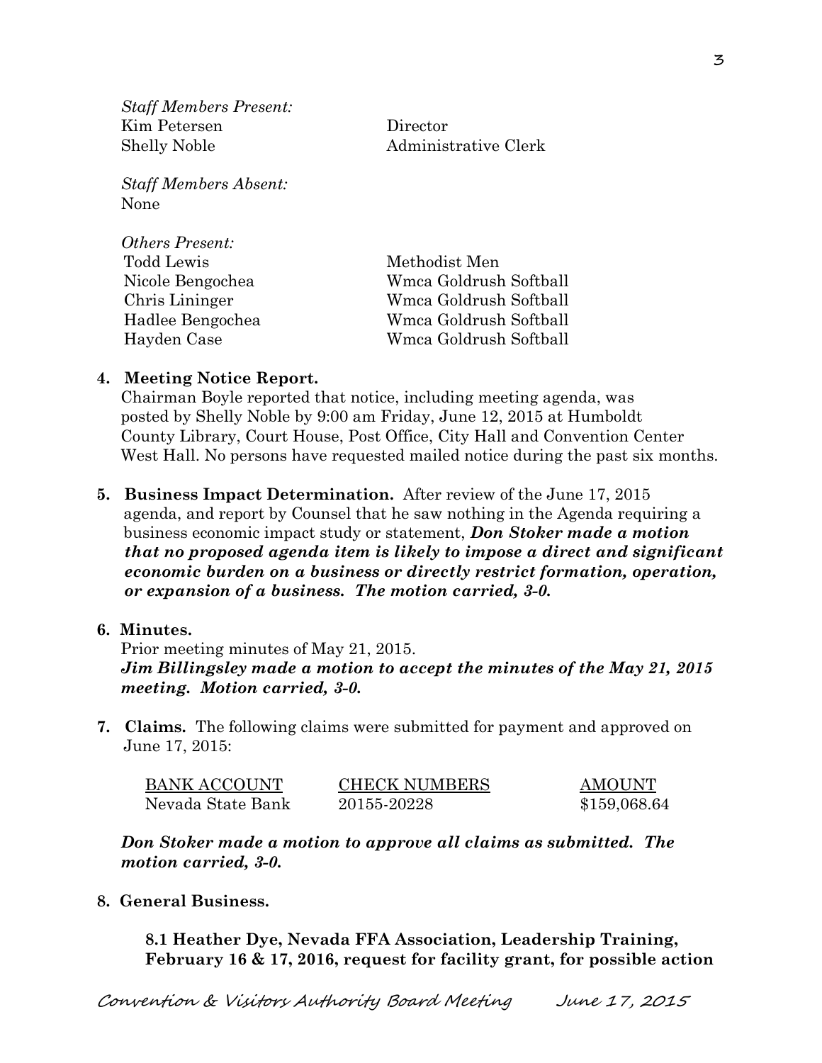*Staff Members Present:*

| | |
|---|---|
| Kim Petersen | Director |
| Shelly Noble | Administrative Clerk |

*Staff Members Absent:*
None

*Others Present:*

| | |
|---|---|
| Todd Lewis | Methodist Men |
| Nicole Bengochea | Wmca Goldrush Softball |
| Chris Lininger | Wmca Goldrush Softball |
| Hadlee Bengochea | Wmca Goldrush Softball |
| Hayden Case | Wmca Goldrush Softball |

**4. Meeting Notice Report.**
Chairman Boyle reported that notice, including meeting agenda, was posted by Shelly Noble by 9:00 am Friday, June 12, 2015 at Humboldt County Library, Court House, Post Office, City Hall and Convention Center West Hall. No persons have requested mailed notice during the past six months.

**5. Business Impact Determination.** After review of the June 17, 2015 agenda, and report by Counsel that he saw nothing in the Agenda requiring a business economic impact study or statement, ***Don Stoker made a motion that no proposed agenda item is likely to impose a direct and significant economic burden on a business or directly restrict formation, operation, or expansion of a business. The motion carried, 3-0.***

**6. Minutes.**
Prior meeting minutes of May 21, 2015.
***Jim Billingsley made a motion to accept the minutes of the May 21, 2015 meeting. Motion carried, 3-0.***

**7. Claims.** The following claims were submitted for payment and approved on June 17, 2015:

| BANK ACCOUNT | CHECK NUMBERS | AMOUNT |
|---|---|---|
| Nevada State Bank | 20155-20228 | $159,068.64 |

***Don Stoker made a motion to approve all claims as submitted. The motion carried, 3-0.***

**8. General Business.**

**8.1 Heather Dye, Nevada FFA Association, Leadership Training, February 16 & 17, 2016, request for facility grant, for possible action**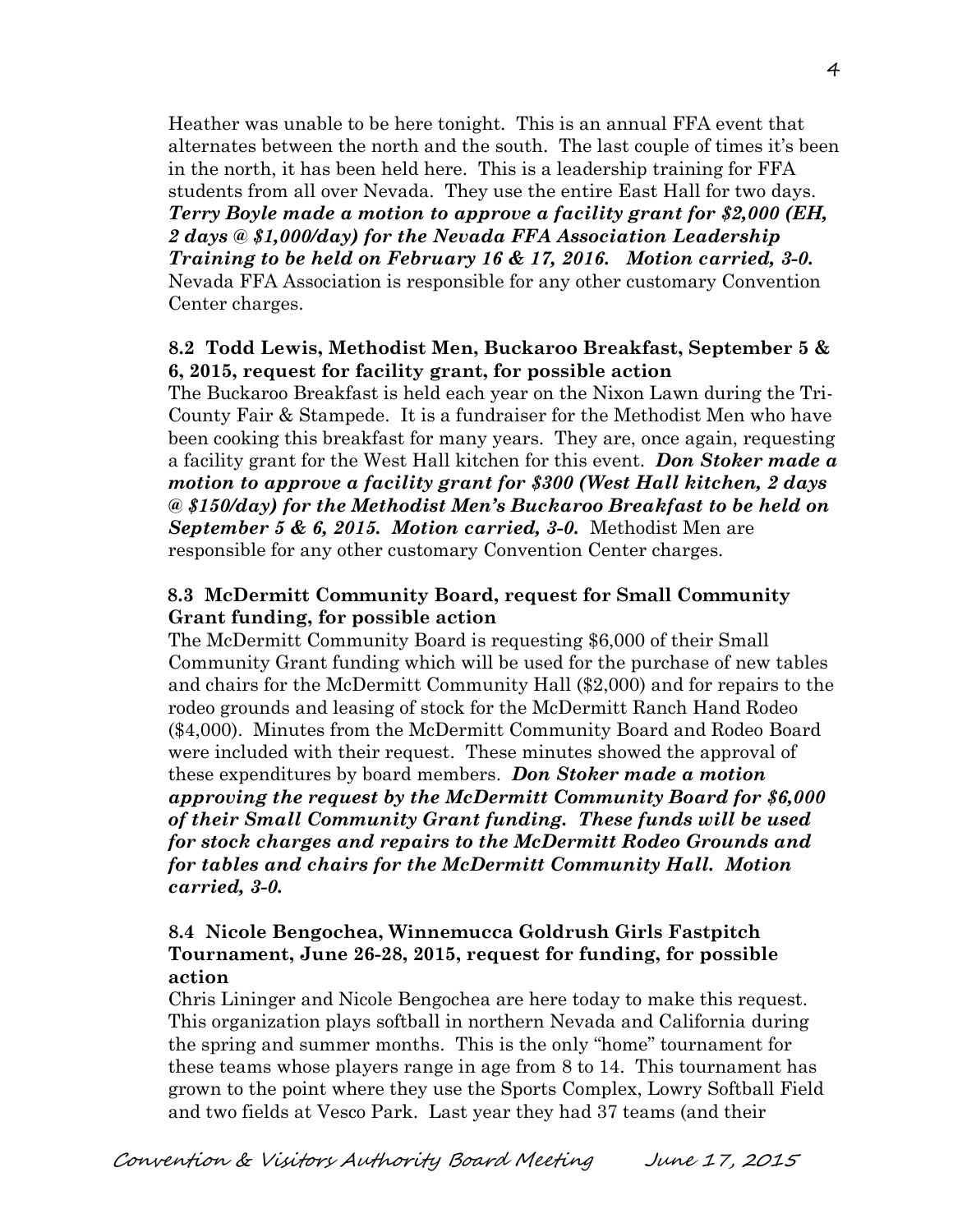Heather was unable to be here tonight. This is an annual FFA event that alternates between the north and the south. The last couple of times it's been in the north, it has been held here. This is a leadership training for FFA students from all over Nevada. They use the entire East Hall for two days. ***Terry Boyle made a motion to approve a facility grant for $2,000 (EH, 2 days @ $1,000/day) for the Nevada FFA Association Leadership Training to be held on February 16 & 17, 2016. Motion carried, 3-0.*** Nevada FFA Association is responsible for any other customary Convention Center charges.

**8.2 Todd Lewis, Methodist Men, Buckaroo Breakfast, September 5 & 6, 2015, request for facility grant, for possible action**

The Buckaroo Breakfast is held each year on the Nixon Lawn during the Tri-County Fair & Stampede. It is a fundraiser for the Methodist Men who have been cooking this breakfast for many years. They are, once again, requesting a facility grant for the West Hall kitchen for this event. ***Don Stoker made a motion to approve a facility grant for $300 (West Hall kitchen, 2 days @ $150/day) for the Methodist Men's Buckaroo Breakfast to be held on September 5 & 6, 2015. Motion carried, 3-0.*** Methodist Men are responsible for any other customary Convention Center charges.

**8.3 McDermitt Community Board, request for Small Community Grant funding, for possible action**

The McDermitt Community Board is requesting $6,000 of their Small Community Grant funding which will be used for the purchase of new tables and chairs for the McDermitt Community Hall ($2,000) and for repairs to the rodeo grounds and leasing of stock for the McDermitt Ranch Hand Rodeo ($4,000). Minutes from the McDermitt Community Board and Rodeo Board were included with their request. These minutes showed the approval of these expenditures by board members. ***Don Stoker made a motion approving the request by the McDermitt Community Board for $6,000 of their Small Community Grant funding. These funds will be used for stock charges and repairs to the McDermitt Rodeo Grounds and for tables and chairs for the McDermitt Community Hall. Motion carried, 3-0.***

**8.4 Nicole Bengochea, Winnemucca Goldrush Girls Fastpitch Tournament, June 26-28, 2015, request for funding, for possible action**

Chris Lininger and Nicole Bengochea are here today to make this request. This organization plays softball in northern Nevada and California during the spring and summer months. This is the only "home" tournament for these teams whose players range in age from 8 to 14. This tournament has grown to the point where they use the Sports Complex, Lowry Softball Field and two fields at Vesco Park. Last year they had 37 teams (and their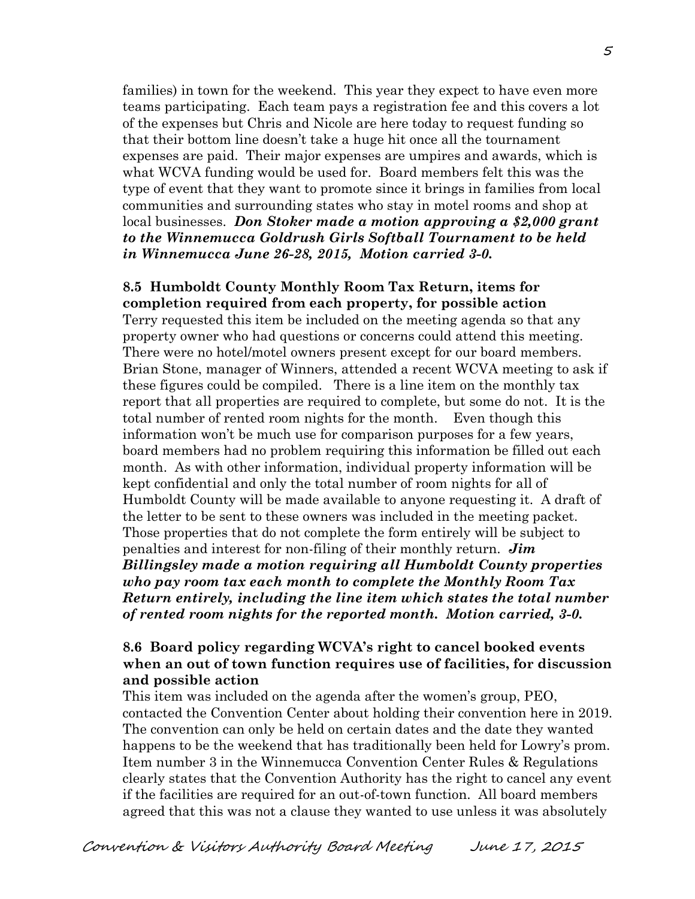families) in town for the weekend. This year they expect to have even more teams participating. Each team pays a registration fee and this covers a lot of the expenses but Chris and Nicole are here today to request funding so that their bottom line doesn't take a huge hit once all the tournament expenses are paid. Their major expenses are umpires and awards, which is what WCVA funding would be used for. Board members felt this was the type of event that they want to promote since it brings in families from local communities and surrounding states who stay in motel rooms and shop at local businesses. ***Don Stoker made a motion approving a $2,000 grant to the Winnemucca Goldrush Girls Softball Tournament to be held in Winnemucca June 26-28, 2015, Motion carried 3-0.***

**8.5 Humboldt County Monthly Room Tax Return, items for completion required from each property, for possible action**

Terry requested this item be included on the meeting agenda so that any property owner who had questions or concerns could attend this meeting. There were no hotel/motel owners present except for our board members. Brian Stone, manager of Winners, attended a recent WCVA meeting to ask if these figures could be compiled. There is a line item on the monthly tax report that all properties are required to complete, but some do not. It is the total number of rented room nights for the month. Even though this information won't be much use for comparison purposes for a few years, board members had no problem requiring this information be filled out each month. As with other information, individual property information will be kept confidential and only the total number of room nights for all of Humboldt County will be made available to anyone requesting it. A draft of the letter to be sent to these owners was included in the meeting packet. Those properties that do not complete the form entirely will be subject to penalties and interest for non-filing of their monthly return. ***Jim Billingsley made a motion requiring all Humboldt County properties who pay room tax each month to complete the Monthly Room Tax Return entirely, including the line item which states the total number of rented room nights for the reported month. Motion carried, 3-0.***

**8.6 Board policy regarding WCVA's right to cancel booked events when an out of town function requires use of facilities, for discussion and possible action**

This item was included on the agenda after the women's group, PEO, contacted the Convention Center about holding their convention here in 2019. The convention can only be held on certain dates and the date they wanted happens to be the weekend that has traditionally been held for Lowry's prom. Item number 3 in the Winnemucca Convention Center Rules & Regulations clearly states that the Convention Authority has the right to cancel any event if the facilities are required for an out-of-town function. All board members agreed that this was not a clause they wanted to use unless it was absolutely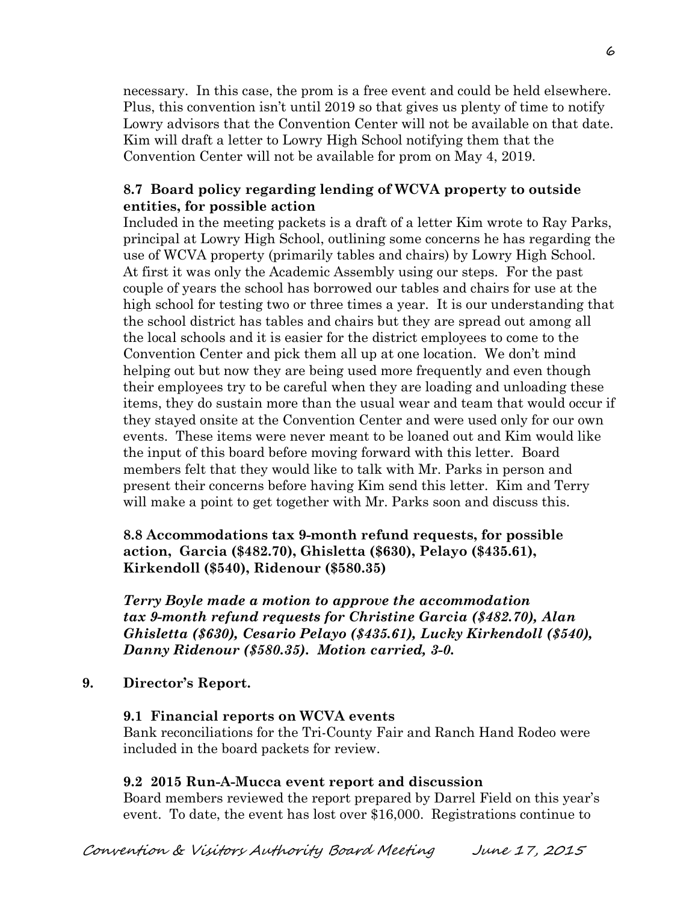necessary. In this case, the prom is a free event and could be held elsewhere. Plus, this convention isn't until 2019 so that gives us plenty of time to notify Lowry advisors that the Convention Center will not be available on that date. Kim will draft a letter to Lowry High School notifying them that the Convention Center will not be available for prom on May 4, 2019.

**8.7 Board policy regarding lending of WCVA property to outside entities, for possible action**

Included in the meeting packets is a draft of a letter Kim wrote to Ray Parks, principal at Lowry High School, outlining some concerns he has regarding the use of WCVA property (primarily tables and chairs) by Lowry High School. At first it was only the Academic Assembly using our steps. For the past couple of years the school has borrowed our tables and chairs for use at the high school for testing two or three times a year. It is our understanding that the school district has tables and chairs but they are spread out among all the local schools and it is easier for the district employees to come to the Convention Center and pick them all up at one location. We don't mind helping out but now they are being used more frequently and even though their employees try to be careful when they are loading and unloading these items, they do sustain more than the usual wear and team that would occur if they stayed onsite at the Convention Center and were used only for our own events. These items were never meant to be loaned out and Kim would like the input of this board before moving forward with this letter. Board members felt that they would like to talk with Mr. Parks in person and present their concerns before having Kim send this letter. Kim and Terry will make a point to get together with Mr. Parks soon and discuss this.

**8.8 Accommodations tax 9-month refund requests, for possible action, Garcia ($482.70), Ghisletta ($630), Pelayo ($435.61), Kirkendoll ($540), Ridenour ($580.35)**

***Terry Boyle made a motion to approve the accommodation tax 9-month refund requests for Christine Garcia ($482.70), Alan Ghisletta ($630), Cesario Pelayo ($435.61), Lucky Kirkendoll ($540), Danny Ridenour ($580.35). Motion carried, 3-0.***

**9. Director's Report.**

**9.1 Financial reports on WCVA events**

Bank reconciliations for the Tri-County Fair and Ranch Hand Rodeo were included in the board packets for review.

**9.2 2015 Run-A-Mucca event report and discussion**

Board members reviewed the report prepared by Darrel Field on this year's event. To date, the event has lost over $16,000. Registrations continue to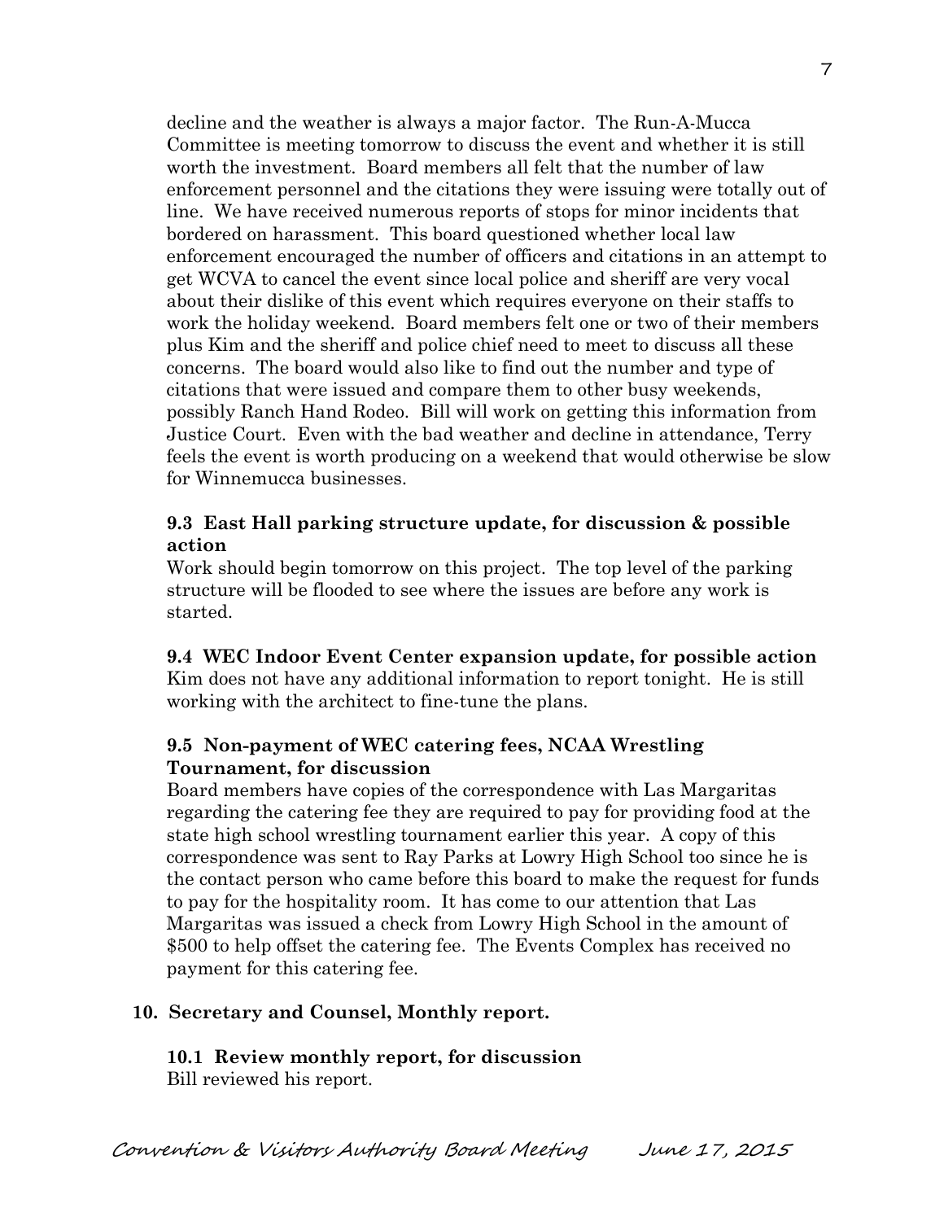decline and the weather is always a major factor. The Run-A-Mucca Committee is meeting tomorrow to discuss the event and whether it is still worth the investment. Board members all felt that the number of law enforcement personnel and the citations they were issuing were totally out of line. We have received numerous reports of stops for minor incidents that bordered on harassment. This board questioned whether local law enforcement encouraged the number of officers and citations in an attempt to get WCVA to cancel the event since local police and sheriff are very vocal about their dislike of this event which requires everyone on their staffs to work the holiday weekend. Board members felt one or two of their members plus Kim and the sheriff and police chief need to meet to discuss all these concerns. The board would also like to find out the number and type of citations that were issued and compare them to other busy weekends, possibly Ranch Hand Rodeo. Bill will work on getting this information from Justice Court. Even with the bad weather and decline in attendance, Terry feels the event is worth producing on a weekend that would otherwise be slow for Winnemucca businesses.

### 9.3 East Hall parking structure update, for discussion & possible action

Work should begin tomorrow on this project. The top level of the parking structure will be flooded to see where the issues are before any work is started.

### 9.4 WEC Indoor Event Center expansion update, for possible action

Kim does not have any additional information to report tonight. He is still working with the architect to fine-tune the plans.

### 9.5 Non-payment of WEC catering fees, NCAA Wrestling Tournament, for discussion

Board members have copies of the correspondence with Las Margaritas regarding the catering fee they are required to pay for providing food at the state high school wrestling tournament earlier this year. A copy of this correspondence was sent to Ray Parks at Lowry High School too since he is the contact person who came before this board to make the request for funds to pay for the hospitality room. It has come to our attention that Las Margaritas was issued a check from Lowry High School in the amount of $500 to help offset the catering fee. The Events Complex has received no payment for this catering fee.

## 10. Secretary and Counsel, Monthly report.

### 10.1 Review monthly report, for discussion

Bill reviewed his report.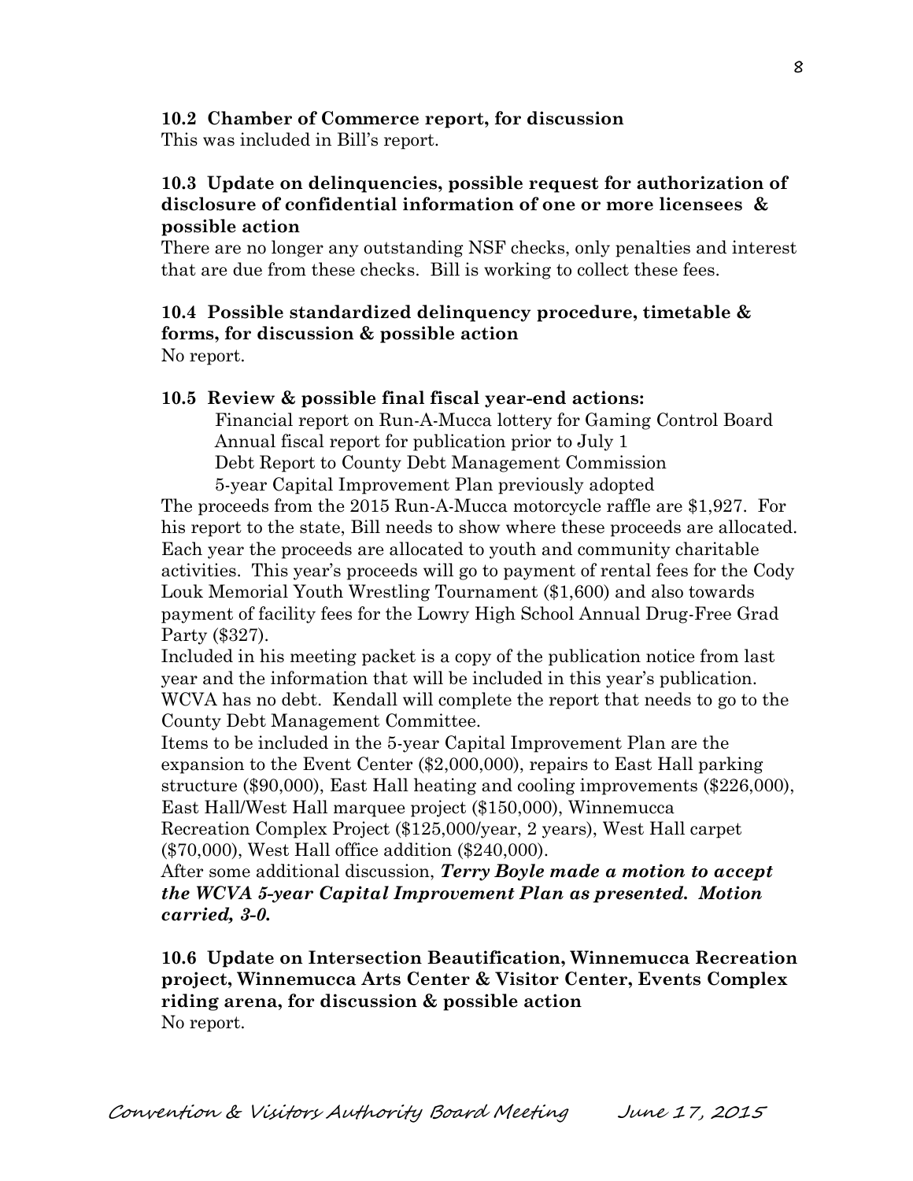**10.2 Chamber of Commerce report, for discussion**

This was included in Bill's report.

**10.3 Update on delinquencies, possible request for authorization of disclosure of confidential information of one or more licensees & possible action**

There are no longer any outstanding NSF checks, only penalties and interest that are due from these checks. Bill is working to collect these fees.

**10.4 Possible standardized delinquency procedure, timetable & forms, for discussion & possible action**

No report.

**10.5 Review & possible final fiscal year-end actions:**

Financial report on Run-A-Mucca lottery for Gaming Control Board
Annual fiscal report for publication prior to July 1
Debt Report to County Debt Management Commission
5-year Capital Improvement Plan previously adopted

The proceeds from the 2015 Run-A-Mucca motorcycle raffle are $1,927. For his report to the state, Bill needs to show where these proceeds are allocated. Each year the proceeds are allocated to youth and community charitable activities. This year's proceeds will go to payment of rental fees for the Cody Louk Memorial Youth Wrestling Tournament ($1,600) and also towards payment of facility fees for the Lowry High School Annual Drug-Free Grad Party ($327).

Included in his meeting packet is a copy of the publication notice from last year and the information that will be included in this year's publication.

WCVA has no debt. Kendall will complete the report that needs to go to the County Debt Management Committee.

Items to be included in the 5-year Capital Improvement Plan are the expansion to the Event Center ($2,000,000), repairs to East Hall parking structure ($90,000), East Hall heating and cooling improvements ($226,000), East Hall/West Hall marquee project ($150,000), Winnemucca Recreation Complex Project ($125,000/year, 2 years), West Hall carpet ($70,000), West Hall office addition ($240,000).

After some additional discussion, ***Terry Boyle made a motion to accept the WCVA 5-year Capital Improvement Plan as presented. Motion carried, 3-0.***

**10.6 Update on Intersection Beautification, Winnemucca Recreation project, Winnemucca Arts Center & Visitor Center, Events Complex riding arena, for discussion & possible action**

No report.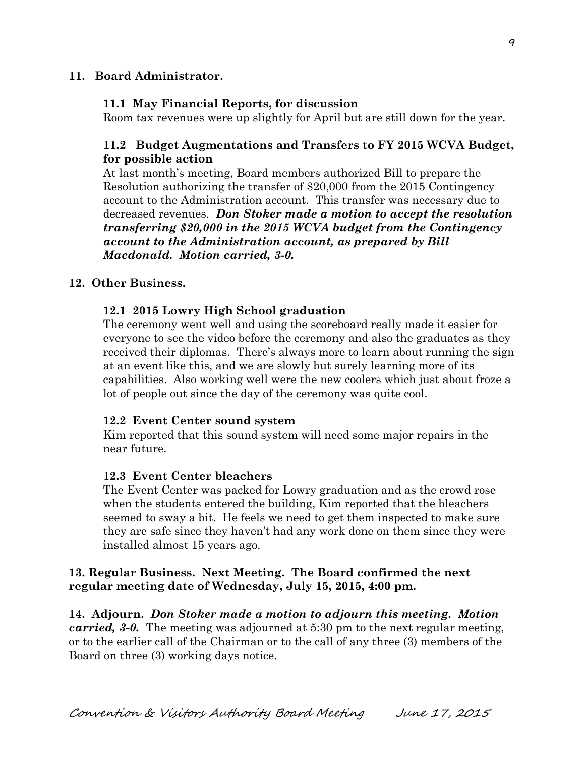**11. Board Administrator.**

**11.1 May Financial Reports, for discussion**

Room tax revenues were up slightly for April but are still down for the year.

**11.2 Budget Augmentations and Transfers to FY 2015 WCVA Budget, for possible action**

At last month's meeting, Board members authorized Bill to prepare the Resolution authorizing the transfer of $20,000 from the 2015 Contingency account to the Administration account. This transfer was necessary due to decreased revenues. ***Don Stoker made a motion to accept the resolution transferring $20,000 in the 2015 WCVA budget from the Contingency account to the Administration account, as prepared by Bill Macdonald. Motion carried, 3-0.***

**12. Other Business.**

**12.1 2015 Lowry High School graduation**

The ceremony went well and using the scoreboard really made it easier for everyone to see the video before the ceremony and also the graduates as they received their diplomas. There's always more to learn about running the sign at an event like this, and we are slowly but surely learning more of its capabilities. Also working well were the new coolers which just about froze a lot of people out since the day of the ceremony was quite cool.

**12.2 Event Center sound system**

Kim reported that this sound system will need some major repairs in the near future.

**12.3 Event Center bleachers**

The Event Center was packed for Lowry graduation and as the crowd rose when the students entered the building, Kim reported that the bleachers seemed to sway a bit. He feels we need to get them inspected to make sure they are safe since they haven't had any work done on them since they were installed almost 15 years ago.

**13. Regular Business. Next Meeting. The Board confirmed the next regular meeting date of Wednesday, July 15, 2015, 4:00 pm.**

**14. Adjourn.** ***Don Stoker made a motion to adjourn this meeting. Motion carried, 3-0.*** The meeting was adjourned at 5:30 pm to the next regular meeting, or to the earlier call of the Chairman or to the call of any three (3) members of the Board on three (3) working days notice.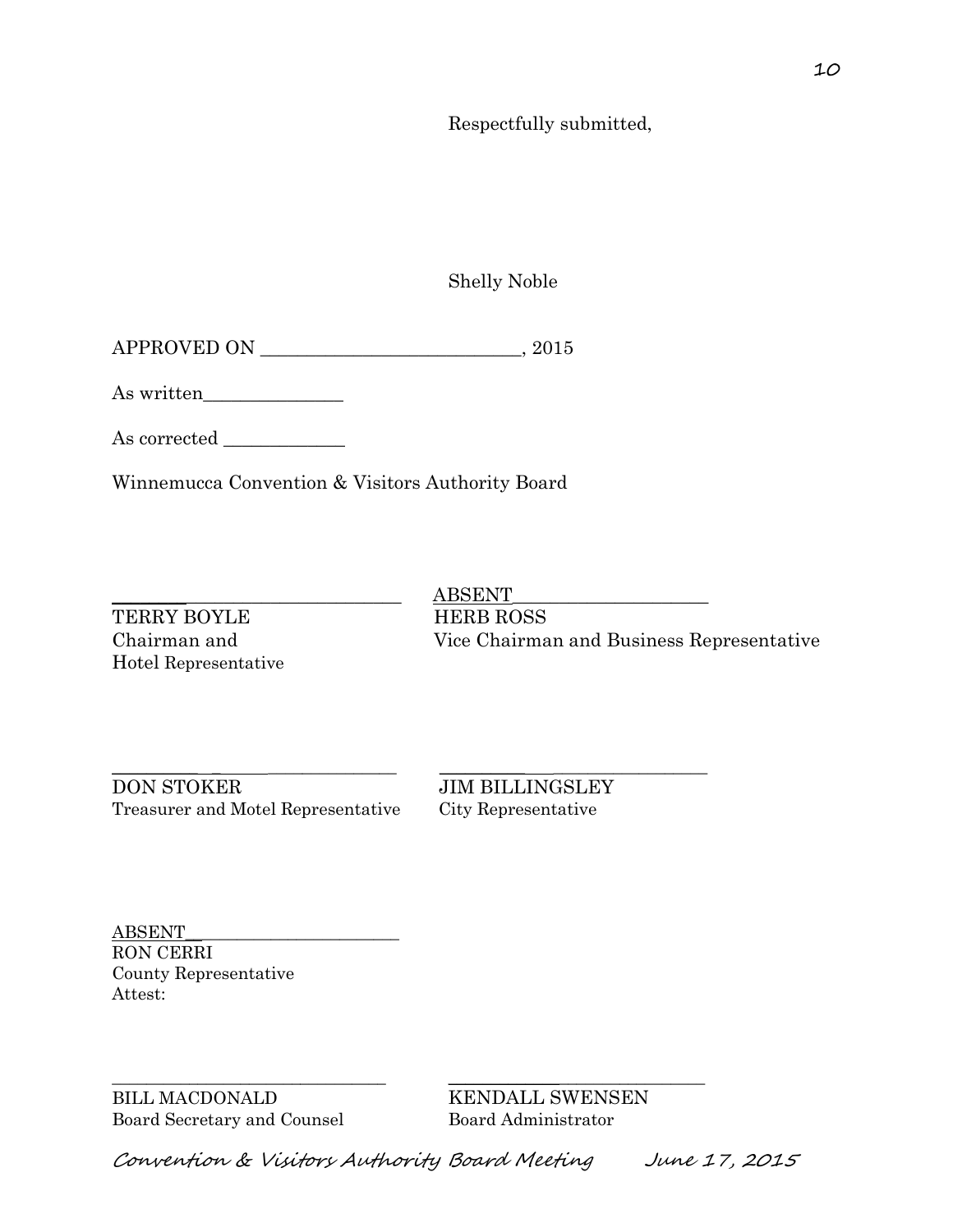Respectfully submitted,

Shelly Noble

APPROVED ON ___________________________, 2015

As written_______________

As corrected _____________

Winnemucca Convention & Visitors Authority Board

_________________________________
TERRY BOYLE
Chairman and
Hotel Representative

ABSENT_____________________
HERB ROSS
Vice Chairman and Business Representative

_________________________________
DON STOKER
Treasurer and Motel Representative

_________________________________
JIM BILLINGSLEY
City Representative

ABSENT________________________
RON CERRI
County Representative
Attest:

_________________________________
BILL MACDONALD
Board Secretary and Counsel

_________________________________
KENDALL SWENSEN
Board Administrator